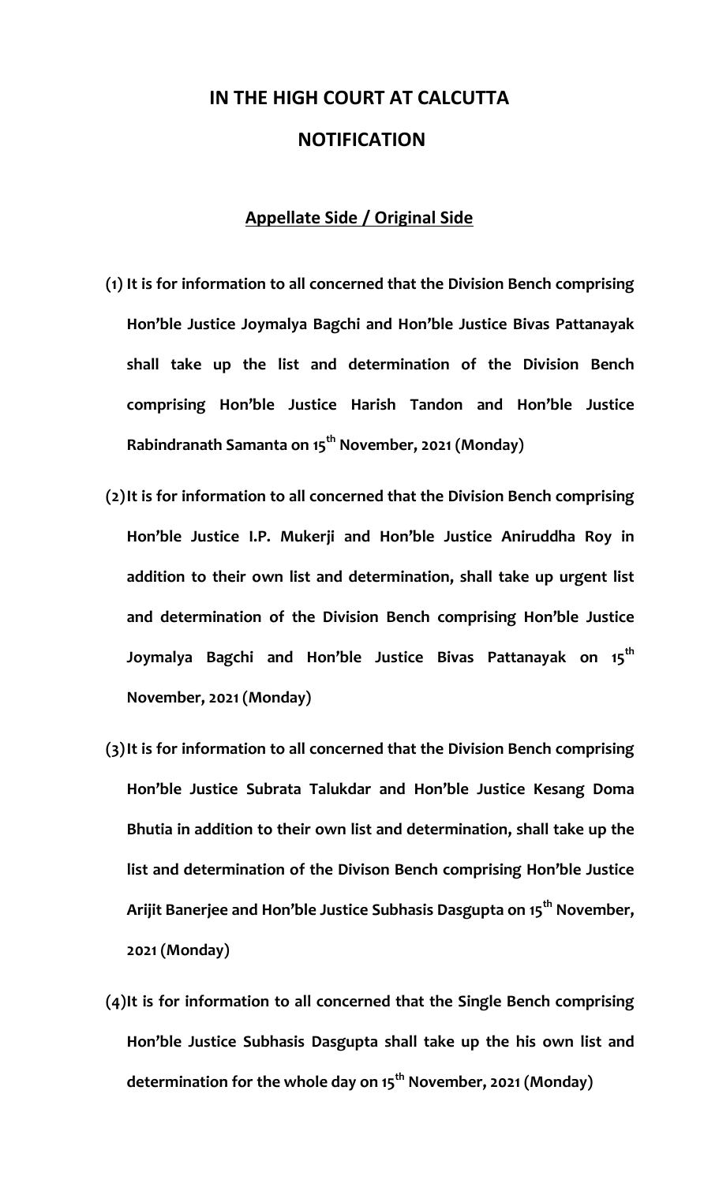# IN THE HIGH COURT AT CALCUTTA

# NOTIFICATION

## Appellate Side / Original Side

**(1) It is for information to all concerned that the Division Bench comprising Hon'ble Justice Joymalya Bagchi and Hon'ble Justice Bivas Pattanayak shall take up the list and determination of the Division Bench comprising Hon'ble Justice Harish Tandon and Hon'ble Justice Rabindranath Samanta on 15th November, 2021 (Monday)**

**(2) It is for information to all concerned that the Division Bench comprising Hon'ble Justice I.P. Mukerji and Hon'ble Justice Aniruddha Roy in addition to their own list and determination, shall take up urgent list and determination of the Division Bench comprising Hon'ble Justice Joymalya Bagchi and Hon'ble Justice Bivas Pattanayak on 15th November, 2021 (Monday)**

**(3) It is for information to all concerned that the Division Bench comprising Hon'ble Justice Subrata Talukdar and Hon'ble Justice Kesang Doma Bhutia in addition to their own list and determination, shall take up the list and determination of the Divison Bench comprising Hon'ble Justice Arijit Banerjee and Hon'ble Justice Subhasis Dasgupta on 15th November, 2021 (Monday)**

**(4) It is for information to all concerned that the Single Bench comprising Hon'ble Justice Subhasis Dasgupta shall take up the his own list and determination for the whole day on 15th November, 2021 (Monday)**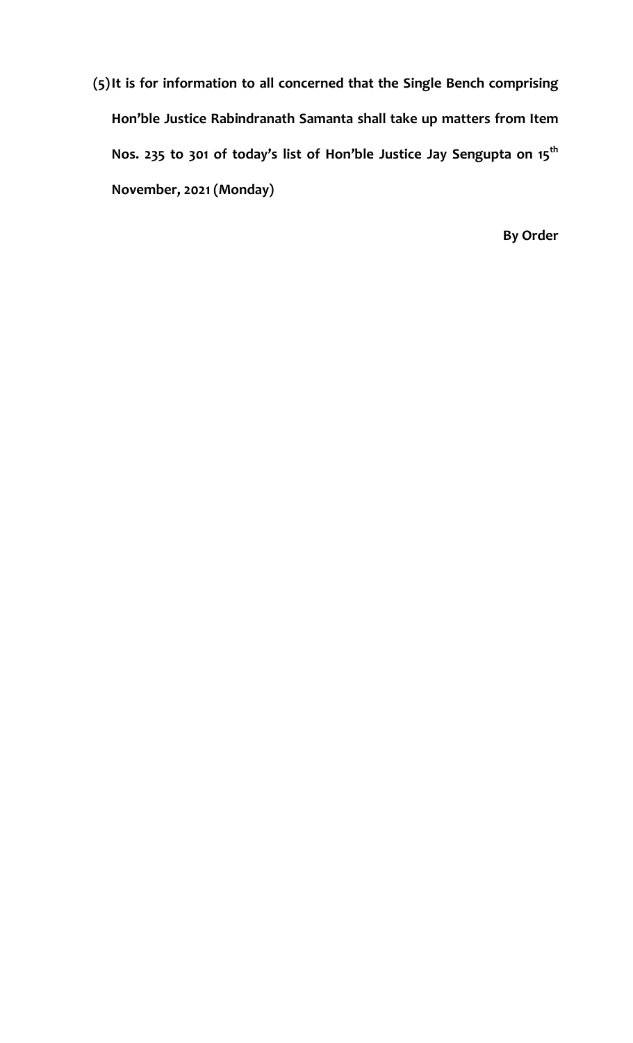**(5) It is for information to all concerned that the Single Bench comprising Hon'ble Justice Rabindranath Samanta shall take up matters from Item Nos. 235 to 301 of today's list of Hon'ble Justice Jay Sengupta on 15th November, 2021 (Monday)**

**By Order**